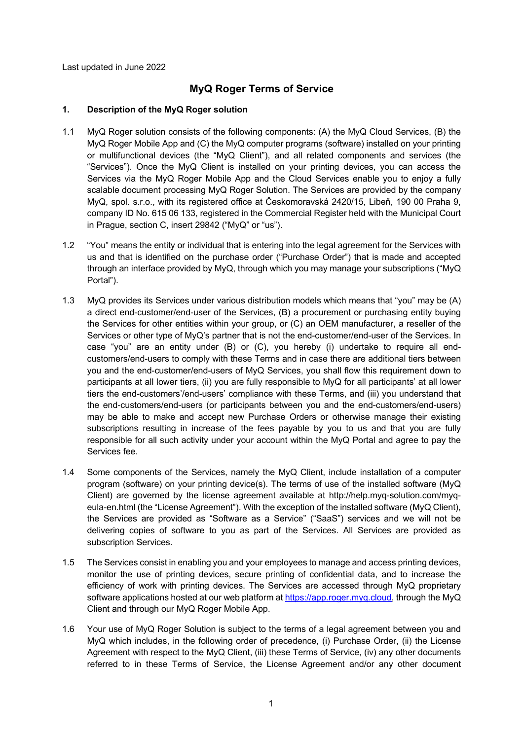Last updated in June 2022

# MyQ Roger Terms of Service

## 1. Description of the MyQ Roger solution

1.1 MyQ Roger solution consists of the following components: (A) the MyQ Cloud Services, (B) the MyQ Roger Mobile App and (C) the MyQ computer programs (software) installed on your printing or multifunctional devices (the "MyQ Client"), and all related components and services (the "Services"). Once the MyQ Client is installed on your printing devices, you can access the Services via the MyQ Roger Mobile App and the Cloud Services enable you to enjoy a fully scalable document processing MyQ Roger Solution. The Services are provided by the company MyQ, spol. s.r.o., with its registered office at Českomoravská 2420/15, Libeň, 190 00 Praha 9, company ID No. 615 06 133, registered in the Commercial Register held with the Municipal Court in Prague, section C, insert 29842 ("MyQ" or "us").

1.2 "You" means the entity or individual that is entering into the legal agreement for the Services with us and that is identified on the purchase order ("Purchase Order") that is made and accepted through an interface provided by MyQ, through which you may manage your subscriptions ("MyQ Portal").

1.3 MyQ provides its Services under various distribution models which means that "you" may be (A) a direct end-customer/end-user of the Services, (B) a procurement or purchasing entity buying the Services for other entities within your group, or (C) an OEM manufacturer, a reseller of the Services or other type of MyQ's partner that is not the end-customer/end-user of the Services. In case "you" are an entity under (B) or (C), you hereby (i) undertake to require all end-customers/end-users to comply with these Terms and in case there are additional tiers between you and the end-customer/end-users of MyQ Services, you shall flow this requirement down to participants at all lower tiers, (ii) you are fully responsible to MyQ for all participants' at all lower tiers the end-customers'/end-users' compliance with these Terms, and (iii) you understand that the end-customers/end-users (or participants between you and the end-customers/end-users) may be able to make and accept new Purchase Orders or otherwise manage their existing subscriptions resulting in increase of the fees payable by you to us and that you are fully responsible for all such activity under your account within the MyQ Portal and agree to pay the Services fee.

1.4 Some components of the Services, namely the MyQ Client, include installation of a computer program (software) on your printing device(s). The terms of use of the installed software (MyQ Client) are governed by the license agreement available at http://help.myq-solution.com/myq-eula-en.html (the "License Agreement"). With the exception of the installed software (MyQ Client), the Services are provided as "Software as a Service" ("SaaS") services and we will not be delivering copies of software to you as part of the Services. All Services are provided as subscription Services.

1.5 The Services consist in enabling you and your employees to manage and access printing devices, monitor the use of printing devices, secure printing of confidential data, and to increase the efficiency of work with printing devices. The Services are accessed through MyQ proprietary software applications hosted at our web platform at https://app.roger.myq.cloud, through the MyQ Client and through our MyQ Roger Mobile App.

1.6 Your use of MyQ Roger Solution is subject to the terms of a legal agreement between you and MyQ which includes, in the following order of precedence, (i) Purchase Order, (ii) the License Agreement with respect to the MyQ Client, (iii) these Terms of Service, (iv) any other documents referred to in these Terms of Service, the License Agreement and/or any other document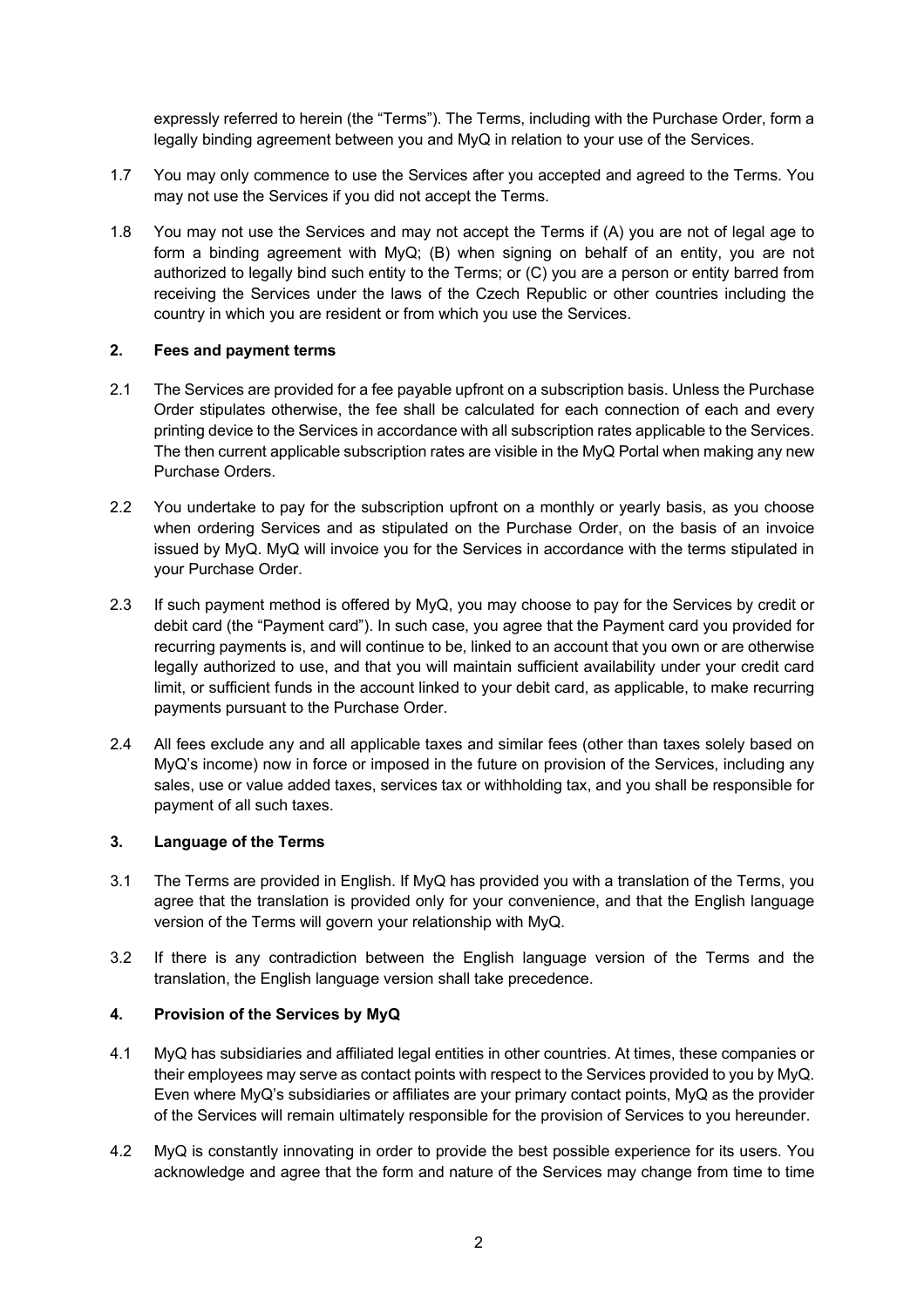expressly referred to herein (the "Terms"). The Terms, including with the Purchase Order, form a legally binding agreement between you and MyQ in relation to your use of the Services.

1.7 You may only commence to use the Services after you accepted and agreed to the Terms. You may not use the Services if you did not accept the Terms.

1.8 You may not use the Services and may not accept the Terms if (A) you are not of legal age to form a binding agreement with MyQ; (B) when signing on behalf of an entity, you are not authorized to legally bind such entity to the Terms; or (C) you are a person or entity barred from receiving the Services under the laws of the Czech Republic or other countries including the country in which you are resident or from which you use the Services.

## 2. Fees and payment terms

2.1 The Services are provided for a fee payable upfront on a subscription basis. Unless the Purchase Order stipulates otherwise, the fee shall be calculated for each connection of each and every printing device to the Services in accordance with all subscription rates applicable to the Services. The then current applicable subscription rates are visible in the MyQ Portal when making any new Purchase Orders.

2.2 You undertake to pay for the subscription upfront on a monthly or yearly basis, as you choose when ordering Services and as stipulated on the Purchase Order, on the basis of an invoice issued by MyQ. MyQ will invoice you for the Services in accordance with the terms stipulated in your Purchase Order.

2.3 If such payment method is offered by MyQ, you may choose to pay for the Services by credit or debit card (the "Payment card"). In such case, you agree that the Payment card you provided for recurring payments is, and will continue to be, linked to an account that you own or are otherwise legally authorized to use, and that you will maintain sufficient availability under your credit card limit, or sufficient funds in the account linked to your debit card, as applicable, to make recurring payments pursuant to the Purchase Order.

2.4 All fees exclude any and all applicable taxes and similar fees (other than taxes solely based on MyQ's income) now in force or imposed in the future on provision of the Services, including any sales, use or value added taxes, services tax or withholding tax, and you shall be responsible for payment of all such taxes.

## 3. Language of the Terms

3.1 The Terms are provided in English. If MyQ has provided you with a translation of the Terms, you agree that the translation is provided only for your convenience, and that the English language version of the Terms will govern your relationship with MyQ.

3.2 If there is any contradiction between the English language version of the Terms and the translation, the English language version shall take precedence.

## 4. Provision of the Services by MyQ

4.1 MyQ has subsidiaries and affiliated legal entities in other countries. At times, these companies or their employees may serve as contact points with respect to the Services provided to you by MyQ. Even where MyQ's subsidiaries or affiliates are your primary contact points, MyQ as the provider of the Services will remain ultimately responsible for the provision of Services to you hereunder.

4.2 MyQ is constantly innovating in order to provide the best possible experience for its users. You acknowledge and agree that the form and nature of the Services may change from time to time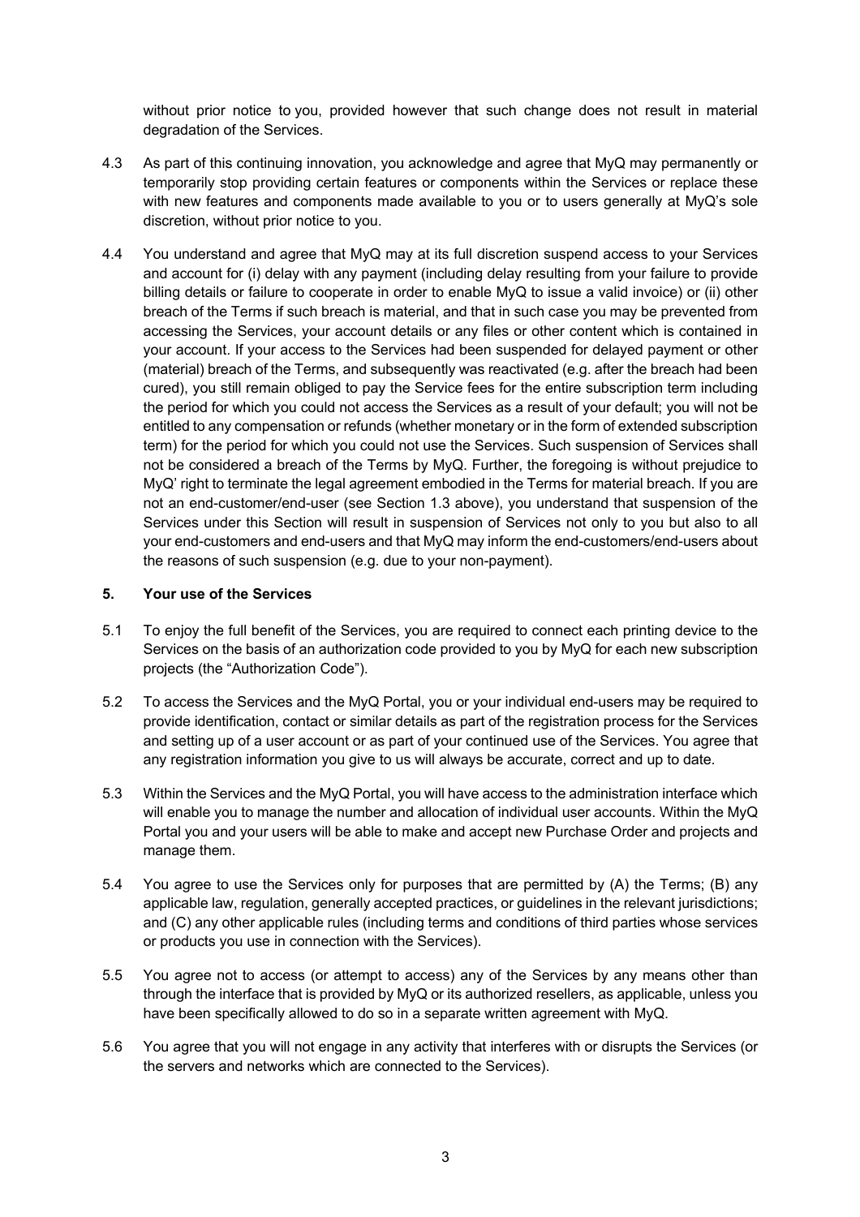without prior notice to you, provided however that such change does not result in material degradation of the Services.

4.3 As part of this continuing innovation, you acknowledge and agree that MyQ may permanently or temporarily stop providing certain features or components within the Services or replace these with new features and components made available to you or to users generally at MyQ's sole discretion, without prior notice to you.

4.4 You understand and agree that MyQ may at its full discretion suspend access to your Services and account for (i) delay with any payment (including delay resulting from your failure to provide billing details or failure to cooperate in order to enable MyQ to issue a valid invoice) or (ii) other breach of the Terms if such breach is material, and that in such case you may be prevented from accessing the Services, your account details or any files or other content which is contained in your account. If your access to the Services had been suspended for delayed payment or other (material) breach of the Terms, and subsequently was reactivated (e.g. after the breach had been cured), you still remain obliged to pay the Service fees for the entire subscription term including the period for which you could not access the Services as a result of your default; you will not be entitled to any compensation or refunds (whether monetary or in the form of extended subscription term) for the period for which you could not use the Services. Such suspension of Services shall not be considered a breach of the Terms by MyQ. Further, the foregoing is without prejudice to MyQ' right to terminate the legal agreement embodied in the Terms for material breach. If you are not an end-customer/end-user (see Section 1.3 above), you understand that suspension of the Services under this Section will result in suspension of Services not only to you but also to all your end-customers and end-users and that MyQ may inform the end-customers/end-users about the reasons of such suspension (e.g. due to your non-payment).

## 5. Your use of the Services

5.1 To enjoy the full benefit of the Services, you are required to connect each printing device to the Services on the basis of an authorization code provided to you by MyQ for each new subscription projects (the "Authorization Code").

5.2 To access the Services and the MyQ Portal, you or your individual end-users may be required to provide identification, contact or similar details as part of the registration process for the Services and setting up of a user account or as part of your continued use of the Services. You agree that any registration information you give to us will always be accurate, correct and up to date.

5.3 Within the Services and the MyQ Portal, you will have access to the administration interface which will enable you to manage the number and allocation of individual user accounts. Within the MyQ Portal you and your users will be able to make and accept new Purchase Order and projects and manage them.

5.4 You agree to use the Services only for purposes that are permitted by (A) the Terms; (B) any applicable law, regulation, generally accepted practices, or guidelines in the relevant jurisdictions; and (C) any other applicable rules (including terms and conditions of third parties whose services or products you use in connection with the Services).

5.5 You agree not to access (or attempt to access) any of the Services by any means other than through the interface that is provided by MyQ or its authorized resellers, as applicable, unless you have been specifically allowed to do so in a separate written agreement with MyQ.

5.6 You agree that you will not engage in any activity that interferes with or disrupts the Services (or the servers and networks which are connected to the Services).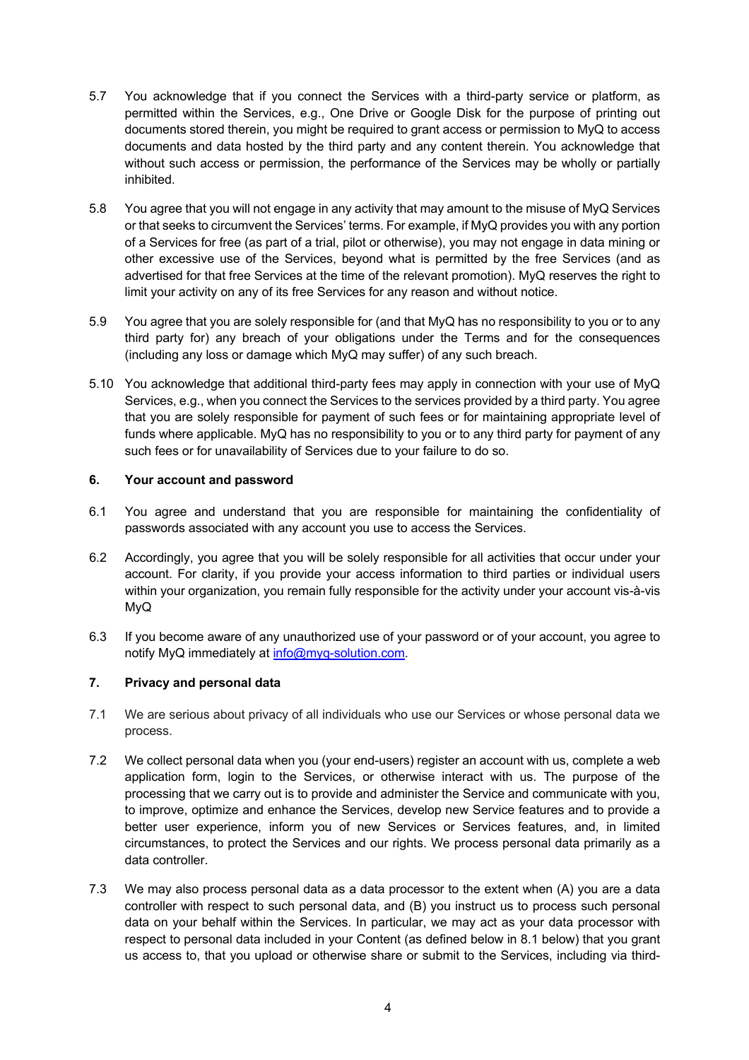5.7 You acknowledge that if you connect the Services with a third-party service or platform, as permitted within the Services, e.g., One Drive or Google Disk for the purpose of printing out documents stored therein, you might be required to grant access or permission to MyQ to access documents and data hosted by the third party and any content therein. You acknowledge that without such access or permission, the performance of the Services may be wholly or partially inhibited.

5.8 You agree that you will not engage in any activity that may amount to the misuse of MyQ Services or that seeks to circumvent the Services' terms. For example, if MyQ provides you with any portion of a Services for free (as part of a trial, pilot or otherwise), you may not engage in data mining or other excessive use of the Services, beyond what is permitted by the free Services (and as advertised for that free Services at the time of the relevant promotion). MyQ reserves the right to limit your activity on any of its free Services for any reason and without notice.

5.9 You agree that you are solely responsible for (and that MyQ has no responsibility to you or to any third party for) any breach of your obligations under the Terms and for the consequences (including any loss or damage which MyQ may suffer) of any such breach.

5.10 You acknowledge that additional third-party fees may apply in connection with your use of MyQ Services, e.g., when you connect the Services to the services provided by a third party. You agree that you are solely responsible for payment of such fees or for maintaining appropriate level of funds where applicable. MyQ has no responsibility to you or to any third party for payment of any such fees or for unavailability of Services due to your failure to do so.

## 6. Your account and password

6.1 You agree and understand that you are responsible for maintaining the confidentiality of passwords associated with any account you use to access the Services.

6.2 Accordingly, you agree that you will be solely responsible for all activities that occur under your account. For clarity, if you provide your access information to third parties or individual users within your organization, you remain fully responsible for the activity under your account vis-à-vis MyQ

6.3 If you become aware of any unauthorized use of your password or of your account, you agree to notify MyQ immediately at info@myq-solution.com.

## 7. Privacy and personal data

7.1 We are serious about privacy of all individuals who use our Services or whose personal data we process.

7.2 We collect personal data when you (your end-users) register an account with us, complete a web application form, login to the Services, or otherwise interact with us. The purpose of the processing that we carry out is to provide and administer the Service and communicate with you, to improve, optimize and enhance the Services, develop new Service features and to provide a better user experience, inform you of new Services or Services features, and, in limited circumstances, to protect the Services and our rights. We process personal data primarily as a data controller.

7.3 We may also process personal data as a data processor to the extent when (A) you are a data controller with respect to such personal data, and (B) you instruct us to process such personal data on your behalf within the Services. In particular, we may act as your data processor with respect to personal data included in your Content (as defined below in 8.1 below) that you grant us access to, that you upload or otherwise share or submit to the Services, including via third-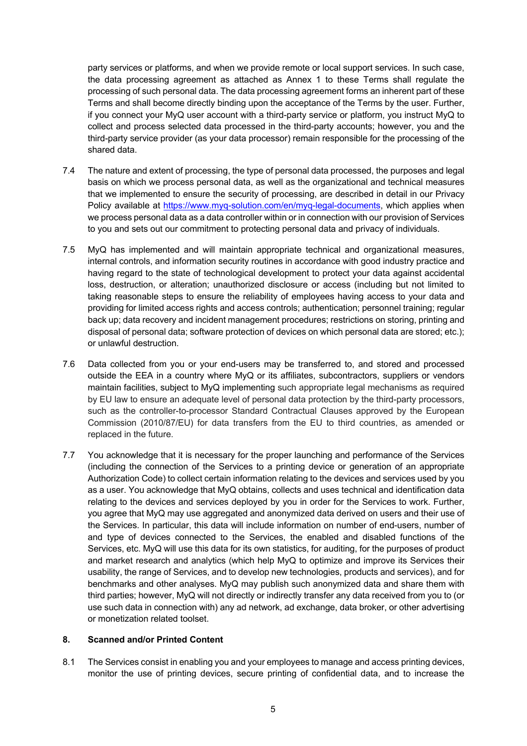party services or platforms, and when we provide remote or local support services. In such case, the data processing agreement as attached as Annex 1 to these Terms shall regulate the processing of such personal data. The data processing agreement forms an inherent part of these Terms and shall become directly binding upon the acceptance of the Terms by the user. Further, if you connect your MyQ user account with a third-party service or platform, you instruct MyQ to collect and process selected data processed in the third-party accounts; however, you and the third-party service provider (as your data processor) remain responsible for the processing of the shared data.

7.4 The nature and extent of processing, the type of personal data processed, the purposes and legal basis on which we process personal data, as well as the organizational and technical measures that we implemented to ensure the security of processing, are described in detail in our Privacy Policy available at [https://www.myq-solution.com/en/myq-legal-documents](https://www.myq-solution.com/en/myq-legal-documents), which applies when we process personal data as a data controller within or in connection with our provision of Services to you and sets out our commitment to protecting personal data and privacy of individuals.

7.5 MyQ has implemented and will maintain appropriate technical and organizational measures, internal controls, and information security routines in accordance with good industry practice and having regard to the state of technological development to protect your data against accidental loss, destruction, or alteration; unauthorized disclosure or access (including but not limited to taking reasonable steps to ensure the reliability of employees having access to your data and providing for limited access rights and access controls; authentication; personnel training; regular back up; data recovery and incident management procedures; restrictions on storing, printing and disposal of personal data; software protection of devices on which personal data are stored; etc.); or unlawful destruction.

7.6 Data collected from you or your end-users may be transferred to, and stored and processed outside the EEA in a country where MyQ or its affiliates, subcontractors, suppliers or vendors maintain facilities, subject to MyQ implementing such appropriate legal mechanisms as required by EU law to ensure an adequate level of personal data protection by the third-party processors, such as the controller-to-processor Standard Contractual Clauses approved by the European Commission (2010/87/EU) for data transfers from the EU to third countries, as amended or replaced in the future.

7.7 You acknowledge that it is necessary for the proper launching and performance of the Services (including the connection of the Services to a printing device or generation of an appropriate Authorization Code) to collect certain information relating to the devices and services used by you as a user. You acknowledge that MyQ obtains, collects and uses technical and identification data relating to the devices and services deployed by you in order for the Services to work. Further, you agree that MyQ may use aggregated and anonymized data derived on users and their use of the Services. In particular, this data will include information on number of end-users, number of and type of devices connected to the Services, the enabled and disabled functions of the Services, etc. MyQ will use this data for its own statistics, for auditing, for the purposes of product and market research and analytics (which help MyQ to optimize and improve its Services their usability, the range of Services, and to develop new technologies, products and services), and for benchmarks and other analyses. MyQ may publish such anonymized data and share them with third parties; however, MyQ will not directly or indirectly transfer any data received from you to (or use such data in connection with) any ad network, ad exchange, data broker, or other advertising or monetization related toolset.

## 8. Scanned and/or Printed Content

8.1 The Services consist in enabling you and your employees to manage and access printing devices, monitor the use of printing devices, secure printing of confidential data, and to increase the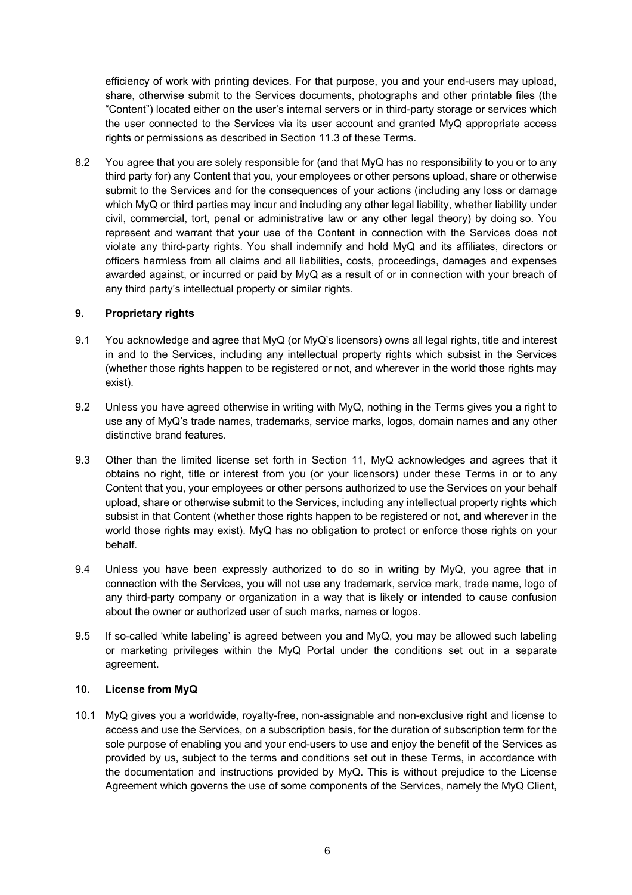efficiency of work with printing devices. For that purpose, you and your end-users may upload, share, otherwise submit to the Services documents, photographs and other printable files (the "Content") located either on the user's internal servers or in third-party storage or services which the user connected to the Services via its user account and granted MyQ appropriate access rights or permissions as described in Section 11.3 of these Terms.

8.2 You agree that you are solely responsible for (and that MyQ has no responsibility to you or to any third party for) any Content that you, your employees or other persons upload, share or otherwise submit to the Services and for the consequences of your actions (including any loss or damage which MyQ or third parties may incur and including any other legal liability, whether liability under civil, commercial, tort, penal or administrative law or any other legal theory) by doing so. You represent and warrant that your use of the Content in connection with the Services does not violate any third-party rights. You shall indemnify and hold MyQ and its affiliates, directors or officers harmless from all claims and all liabilities, costs, proceedings, damages and expenses awarded against, or incurred or paid by MyQ as a result of or in connection with your breach of any third party's intellectual property or similar rights.

## 9. Proprietary rights

9.1 You acknowledge and agree that MyQ (or MyQ's licensors) owns all legal rights, title and interest in and to the Services, including any intellectual property rights which subsist in the Services (whether those rights happen to be registered or not, and wherever in the world those rights may exist).

9.2 Unless you have agreed otherwise in writing with MyQ, nothing in the Terms gives you a right to use any of MyQ's trade names, trademarks, service marks, logos, domain names and any other distinctive brand features.

9.3 Other than the limited license set forth in Section 11, MyQ acknowledges and agrees that it obtains no right, title or interest from you (or your licensors) under these Terms in or to any Content that you, your employees or other persons authorized to use the Services on your behalf upload, share or otherwise submit to the Services, including any intellectual property rights which subsist in that Content (whether those rights happen to be registered or not, and wherever in the world those rights may exist). MyQ has no obligation to protect or enforce those rights on your behalf.

9.4 Unless you have been expressly authorized to do so in writing by MyQ, you agree that in connection with the Services, you will not use any trademark, service mark, trade name, logo of any third-party company or organization in a way that is likely or intended to cause confusion about the owner or authorized user of such marks, names or logos.

9.5 If so-called 'white labeling' is agreed between you and MyQ, you may be allowed such labeling or marketing privileges within the MyQ Portal under the conditions set out in a separate agreement.

## 10. License from MyQ

10.1 MyQ gives you a worldwide, royalty-free, non-assignable and non-exclusive right and license to access and use the Services, on a subscription basis, for the duration of subscription term for the sole purpose of enabling you and your end-users to use and enjoy the benefit of the Services as provided by us, subject to the terms and conditions set out in these Terms, in accordance with the documentation and instructions provided by MyQ. This is without prejudice to the License Agreement which governs the use of some components of the Services, namely the MyQ Client,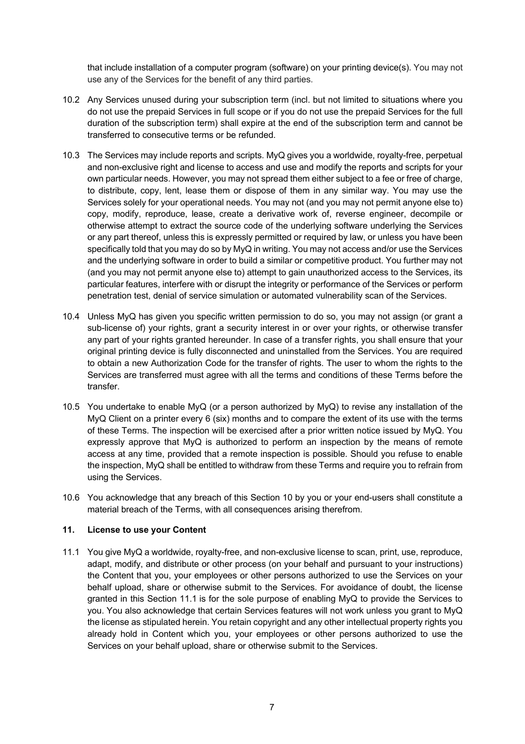that include installation of a computer program (software) on your printing device(s). You may not use any of the Services for the benefit of any third parties.

10.2 Any Services unused during your subscription term (incl. but not limited to situations where you do not use the prepaid Services in full scope or if you do not use the prepaid Services for the full duration of the subscription term) shall expire at the end of the subscription term and cannot be transferred to consecutive terms or be refunded.

10.3 The Services may include reports and scripts. MyQ gives you a worldwide, royalty-free, perpetual and non-exclusive right and license to access and use and modify the reports and scripts for your own particular needs. However, you may not spread them either subject to a fee or free of charge, to distribute, copy, lent, lease them or dispose of them in any similar way. You may use the Services solely for your operational needs. You may not (and you may not permit anyone else to) copy, modify, reproduce, lease, create a derivative work of, reverse engineer, decompile or otherwise attempt to extract the source code of the underlying software underlying the Services or any part thereof, unless this is expressly permitted or required by law, or unless you have been specifically told that you may do so by MyQ in writing. You may not access and/or use the Services and the underlying software in order to build a similar or competitive product. You further may not (and you may not permit anyone else to) attempt to gain unauthorized access to the Services, its particular features, interfere with or disrupt the integrity or performance of the Services or perform penetration test, denial of service simulation or automated vulnerability scan of the Services.

10.4 Unless MyQ has given you specific written permission to do so, you may not assign (or grant a sub-license of) your rights, grant a security interest in or over your rights, or otherwise transfer any part of your rights granted hereunder. In case of a transfer rights, you shall ensure that your original printing device is fully disconnected and uninstalled from the Services. You are required to obtain a new Authorization Code for the transfer of rights. The user to whom the rights to the Services are transferred must agree with all the terms and conditions of these Terms before the transfer.

10.5 You undertake to enable MyQ (or a person authorized by MyQ) to revise any installation of the MyQ Client on a printer every 6 (six) months and to compare the extent of its use with the terms of these Terms. The inspection will be exercised after a prior written notice issued by MyQ. You expressly approve that MyQ is authorized to perform an inspection by the means of remote access at any time, provided that a remote inspection is possible. Should you refuse to enable the inspection, MyQ shall be entitled to withdraw from these Terms and require you to refrain from using the Services.

10.6 You acknowledge that any breach of this Section 10 by you or your end-users shall constitute a material breach of the Terms, with all consequences arising therefrom.

## 11. License to use your Content

11.1 You give MyQ a worldwide, royalty-free, and non-exclusive license to scan, print, use, reproduce, adapt, modify, and distribute or other process (on your behalf and pursuant to your instructions) the Content that you, your employees or other persons authorized to use the Services on your behalf upload, share or otherwise submit to the Services. For avoidance of doubt, the license granted in this Section 11.1 is for the sole purpose of enabling MyQ to provide the Services to you. You also acknowledge that certain Services features will not work unless you grant to MyQ the license as stipulated herein. You retain copyright and any other intellectual property rights you already hold in Content which you, your employees or other persons authorized to use the Services on your behalf upload, share or otherwise submit to the Services.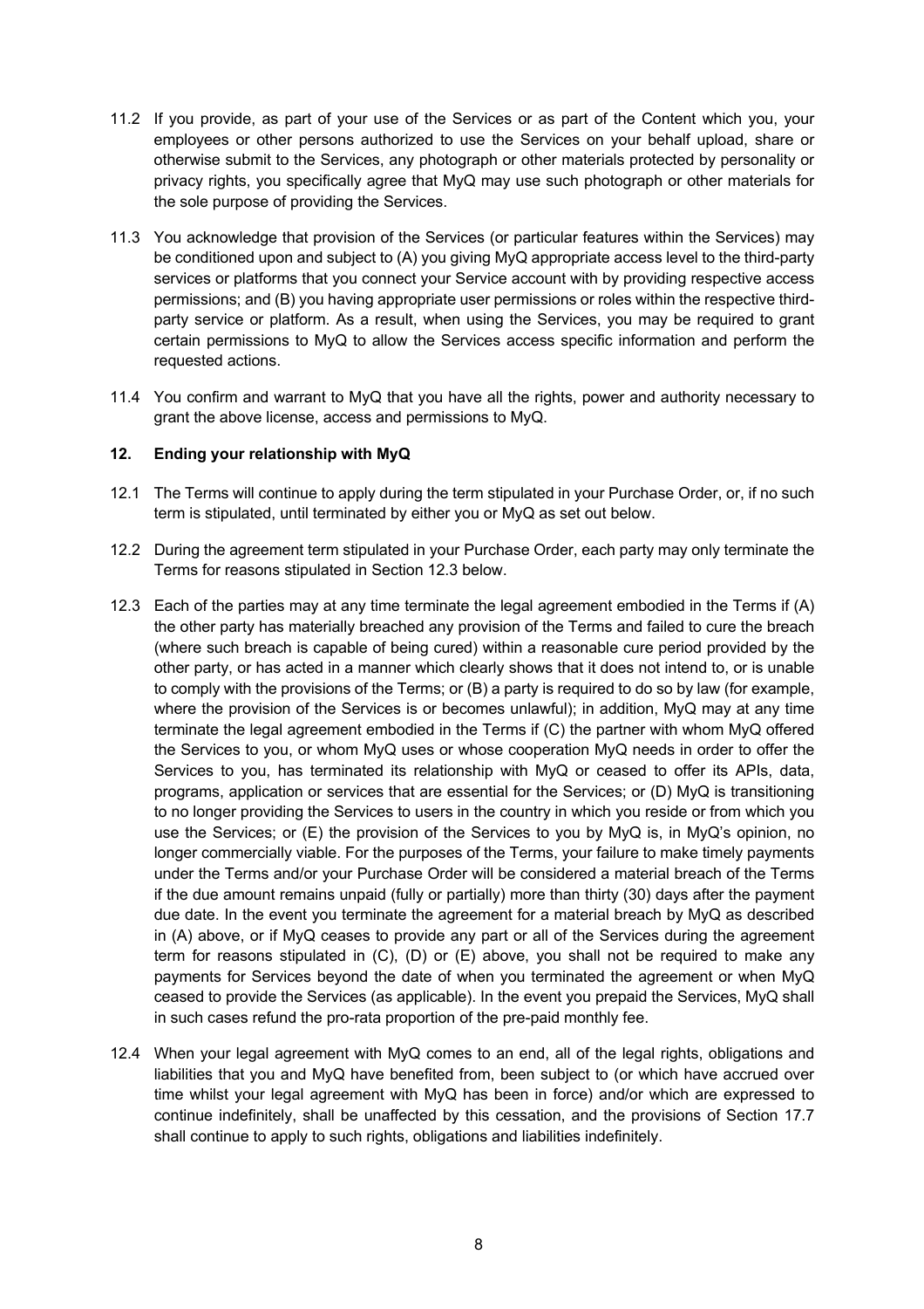11.2 If you provide, as part of your use of the Services or as part of the Content which you, your employees or other persons authorized to use the Services on your behalf upload, share or otherwise submit to the Services, any photograph or other materials protected by personality or privacy rights, you specifically agree that MyQ may use such photograph or other materials for the sole purpose of providing the Services.

11.3 You acknowledge that provision of the Services (or particular features within the Services) may be conditioned upon and subject to (A) you giving MyQ appropriate access level to the third-party services or platforms that you connect your Service account with by providing respective access permissions; and (B) you having appropriate user permissions or roles within the respective third-party service or platform. As a result, when using the Services, you may be required to grant certain permissions to MyQ to allow the Services access specific information and perform the requested actions.

11.4 You confirm and warrant to MyQ that you have all the rights, power and authority necessary to grant the above license, access and permissions to MyQ.

## 12. Ending your relationship with MyQ

12.1 The Terms will continue to apply during the term stipulated in your Purchase Order, or, if no such term is stipulated, until terminated by either you or MyQ as set out below.

12.2 During the agreement term stipulated in your Purchase Order, each party may only terminate the Terms for reasons stipulated in Section 12.3 below.

12.3 Each of the parties may at any time terminate the legal agreement embodied in the Terms if (A) the other party has materially breached any provision of the Terms and failed to cure the breach (where such breach is capable of being cured) within a reasonable cure period provided by the other party, or has acted in a manner which clearly shows that it does not intend to, or is unable to comply with the provisions of the Terms; or (B) a party is required to do so by law (for example, where the provision of the Services is or becomes unlawful); in addition, MyQ may at any time terminate the legal agreement embodied in the Terms if (C) the partner with whom MyQ offered the Services to you, or whom MyQ uses or whose cooperation MyQ needs in order to offer the Services to you, has terminated its relationship with MyQ or ceased to offer its APIs, data, programs, application or services that are essential for the Services; or (D) MyQ is transitioning to no longer providing the Services to users in the country in which you reside or from which you use the Services; or (E) the provision of the Services to you by MyQ is, in MyQ's opinion, no longer commercially viable. For the purposes of the Terms, your failure to make timely payments under the Terms and/or your Purchase Order will be considered a material breach of the Terms if the due amount remains unpaid (fully or partially) more than thirty (30) days after the payment due date. In the event you terminate the agreement for a material breach by MyQ as described in (A) above, or if MyQ ceases to provide any part or all of the Services during the agreement term for reasons stipulated in (C), (D) or (E) above, you shall not be required to make any payments for Services beyond the date of when you terminated the agreement or when MyQ ceased to provide the Services (as applicable). In the event you prepaid the Services, MyQ shall in such cases refund the pro-rata proportion of the pre-paid monthly fee.

12.4 When your legal agreement with MyQ comes to an end, all of the legal rights, obligations and liabilities that you and MyQ have benefited from, been subject to (or which have accrued over time whilst your legal agreement with MyQ has been in force) and/or which are expressed to continue indefinitely, shall be unaffected by this cessation, and the provisions of Section 17.7 shall continue to apply to such rights, obligations and liabilities indefinitely.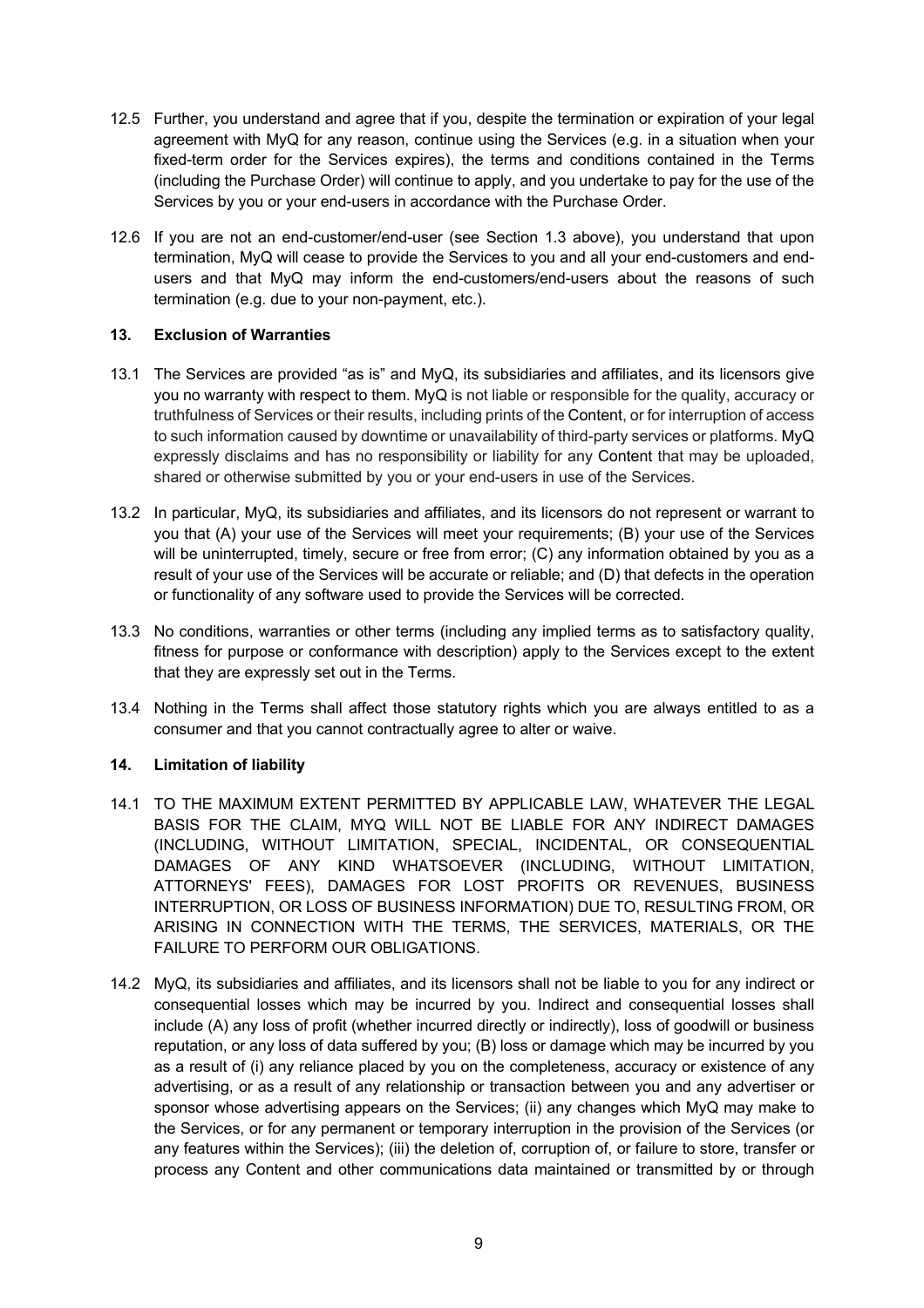12.5 Further, you understand and agree that if you, despite the termination or expiration of your legal agreement with MyQ for any reason, continue using the Services (e.g. in a situation when your fixed-term order for the Services expires), the terms and conditions contained in the Terms (including the Purchase Order) will continue to apply, and you undertake to pay for the use of the Services by you or your end-users in accordance with the Purchase Order.

12.6 If you are not an end-customer/end-user (see Section 1.3 above), you understand that upon termination, MyQ will cease to provide the Services to you and all your end-customers and end-users and that MyQ may inform the end-customers/end-users about the reasons of such termination (e.g. due to your non-payment, etc.).

## 13. Exclusion of Warranties

13.1 The Services are provided "as is" and MyQ, its subsidiaries and affiliates, and its licensors give you no warranty with respect to them. MyQ is not liable or responsible for the quality, accuracy or truthfulness of Services or their results, including prints of the Content, or for interruption of access to such information caused by downtime or unavailability of third-party services or platforms. MyQ expressly disclaims and has no responsibility or liability for any Content that may be uploaded, shared or otherwise submitted by you or your end-users in use of the Services.

13.2 In particular, MyQ, its subsidiaries and affiliates, and its licensors do not represent or warrant to you that (A) your use of the Services will meet your requirements; (B) your use of the Services will be uninterrupted, timely, secure or free from error; (C) any information obtained by you as a result of your use of the Services will be accurate or reliable; and (D) that defects in the operation or functionality of any software used to provide the Services will be corrected.

13.3 No conditions, warranties or other terms (including any implied terms as to satisfactory quality, fitness for purpose or conformance with description) apply to the Services except to the extent that they are expressly set out in the Terms.

13.4 Nothing in the Terms shall affect those statutory rights which you are always entitled to as a consumer and that you cannot contractually agree to alter or waive.

## 14. Limitation of liability

14.1 TO THE MAXIMUM EXTENT PERMITTED BY APPLICABLE LAW, WHATEVER THE LEGAL BASIS FOR THE CLAIM, MYQ WILL NOT BE LIABLE FOR ANY INDIRECT DAMAGES (INCLUDING, WITHOUT LIMITATION, SPECIAL, INCIDENTAL, OR CONSEQUENTIAL DAMAGES OF ANY KIND WHATSOEVER (INCLUDING, WITHOUT LIMITATION, ATTORNEYS' FEES), DAMAGES FOR LOST PROFITS OR REVENUES, BUSINESS INTERRUPTION, OR LOSS OF BUSINESS INFORMATION) DUE TO, RESULTING FROM, OR ARISING IN CONNECTION WITH THE TERMS, THE SERVICES, MATERIALS, OR THE FAILURE TO PERFORM OUR OBLIGATIONS.

14.2 MyQ, its subsidiaries and affiliates, and its licensors shall not be liable to you for any indirect or consequential losses which may be incurred by you. Indirect and consequential losses shall include (A) any loss of profit (whether incurred directly or indirectly), loss of goodwill or business reputation, or any loss of data suffered by you; (B) loss or damage which may be incurred by you as a result of (i) any reliance placed by you on the completeness, accuracy or existence of any advertising, or as a result of any relationship or transaction between you and any advertiser or sponsor whose advertising appears on the Services; (ii) any changes which MyQ may make to the Services, or for any permanent or temporary interruption in the provision of the Services (or any features within the Services); (iii) the deletion of, corruption of, or failure to store, transfer or process any Content and other communications data maintained or transmitted by or through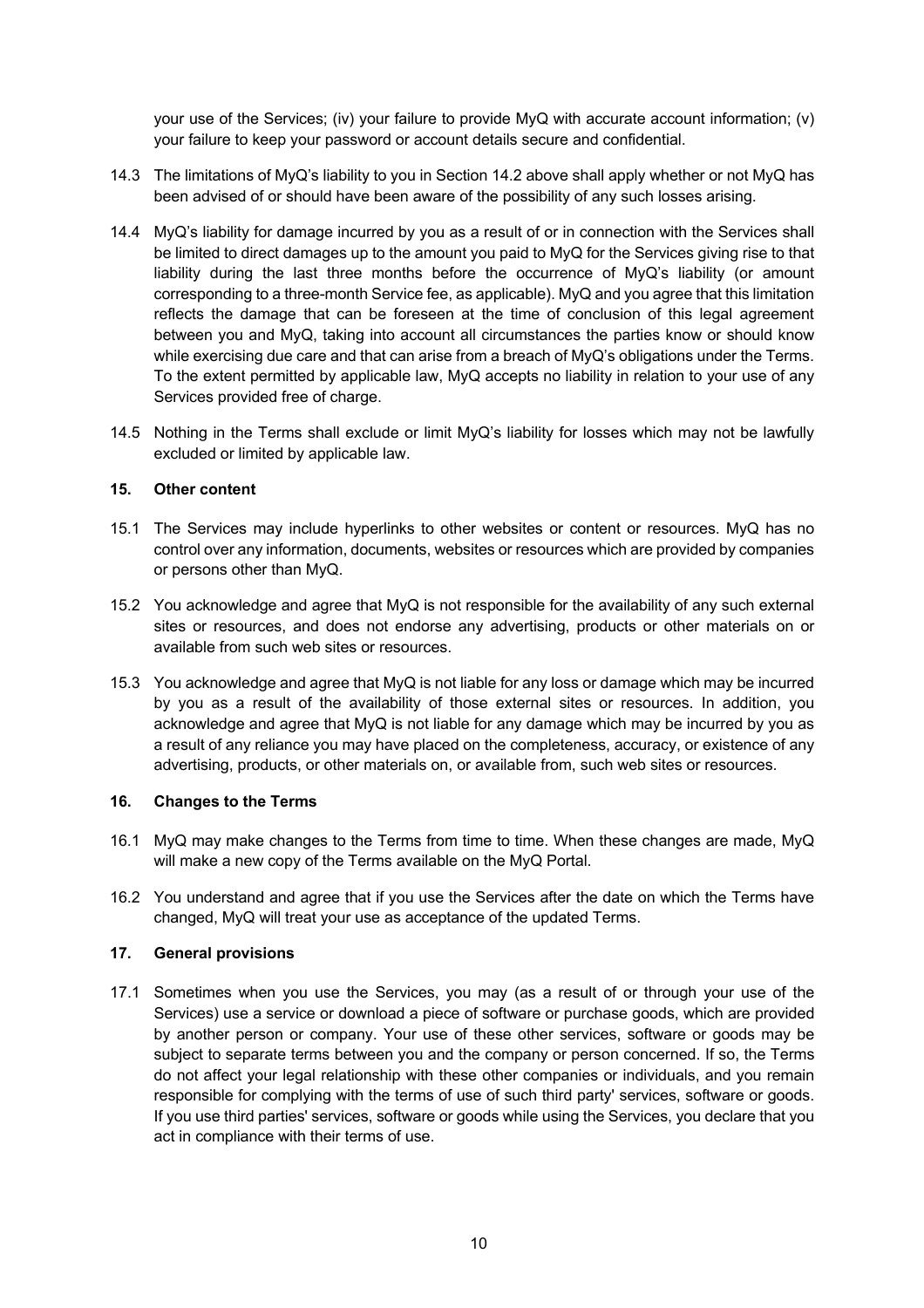your use of the Services; (iv) your failure to provide MyQ with accurate account information; (v) your failure to keep your password or account details secure and confidential.

14.3 The limitations of MyQ's liability to you in Section 14.2 above shall apply whether or not MyQ has been advised of or should have been aware of the possibility of any such losses arising.

14.4 MyQ's liability for damage incurred by you as a result of or in connection with the Services shall be limited to direct damages up to the amount you paid to MyQ for the Services giving rise to that liability during the last three months before the occurrence of MyQ's liability (or amount corresponding to a three-month Service fee, as applicable). MyQ and you agree that this limitation reflects the damage that can be foreseen at the time of conclusion of this legal agreement between you and MyQ, taking into account all circumstances the parties know or should know while exercising due care and that can arise from a breach of MyQ's obligations under the Terms. To the extent permitted by applicable law, MyQ accepts no liability in relation to your use of any Services provided free of charge.

14.5 Nothing in the Terms shall exclude or limit MyQ's liability for losses which may not be lawfully excluded or limited by applicable law.

## 15. Other content

15.1 The Services may include hyperlinks to other websites or content or resources. MyQ has no control over any information, documents, websites or resources which are provided by companies or persons other than MyQ.

15.2 You acknowledge and agree that MyQ is not responsible for the availability of any such external sites or resources, and does not endorse any advertising, products or other materials on or available from such web sites or resources.

15.3 You acknowledge and agree that MyQ is not liable for any loss or damage which may be incurred by you as a result of the availability of those external sites or resources. In addition, you acknowledge and agree that MyQ is not liable for any damage which may be incurred by you as a result of any reliance you may have placed on the completeness, accuracy, or existence of any advertising, products, or other materials on, or available from, such web sites or resources.

## 16. Changes to the Terms

16.1 MyQ may make changes to the Terms from time to time. When these changes are made, MyQ will make a new copy of the Terms available on the MyQ Portal.

16.2 You understand and agree that if you use the Services after the date on which the Terms have changed, MyQ will treat your use as acceptance of the updated Terms.

## 17. General provisions

17.1 Sometimes when you use the Services, you may (as a result of or through your use of the Services) use a service or download a piece of software or purchase goods, which are provided by another person or company. Your use of these other services, software or goods may be subject to separate terms between you and the company or person concerned. If so, the Terms do not affect your legal relationship with these other companies or individuals, and you remain responsible for complying with the terms of use of such third party' services, software or goods. If you use third parties' services, software or goods while using the Services, you declare that you act in compliance with their terms of use.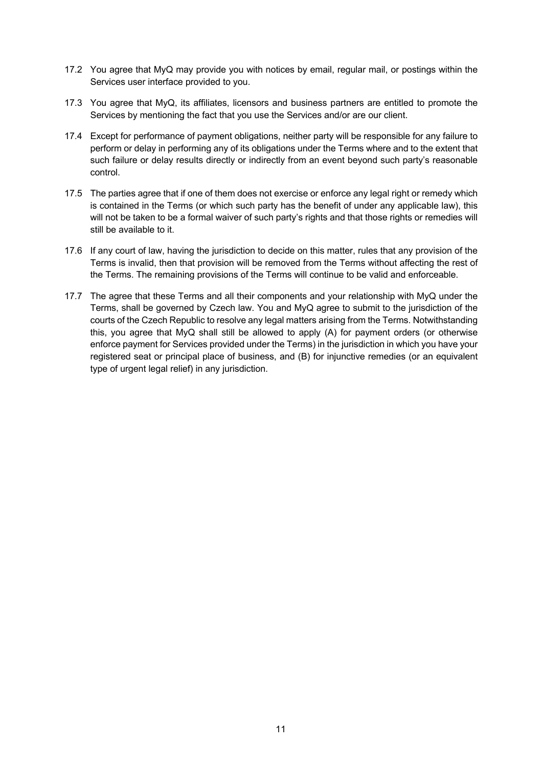17.2 You agree that MyQ may provide you with notices by email, regular mail, or postings within the Services user interface provided to you.

17.3 You agree that MyQ, its affiliates, licensors and business partners are entitled to promote the Services by mentioning the fact that you use the Services and/or are our client.

17.4 Except for performance of payment obligations, neither party will be responsible for any failure to perform or delay in performing any of its obligations under the Terms where and to the extent that such failure or delay results directly or indirectly from an event beyond such party's reasonable control.

17.5 The parties agree that if one of them does not exercise or enforce any legal right or remedy which is contained in the Terms (or which such party has the benefit of under any applicable law), this will not be taken to be a formal waiver of such party's rights and that those rights or remedies will still be available to it.

17.6 If any court of law, having the jurisdiction to decide on this matter, rules that any provision of the Terms is invalid, then that provision will be removed from the Terms without affecting the rest of the Terms. The remaining provisions of the Terms will continue to be valid and enforceable.

17.7 The agree that these Terms and all their components and your relationship with MyQ under the Terms, shall be governed by Czech law. You and MyQ agree to submit to the jurisdiction of the courts of the Czech Republic to resolve any legal matters arising from the Terms. Notwithstanding this, you agree that MyQ shall still be allowed to apply (A) for payment orders (or otherwise enforce payment for Services provided under the Terms) in the jurisdiction in which you have your registered seat or principal place of business, and (B) for injunctive remedies (or an equivalent type of urgent legal relief) in any jurisdiction.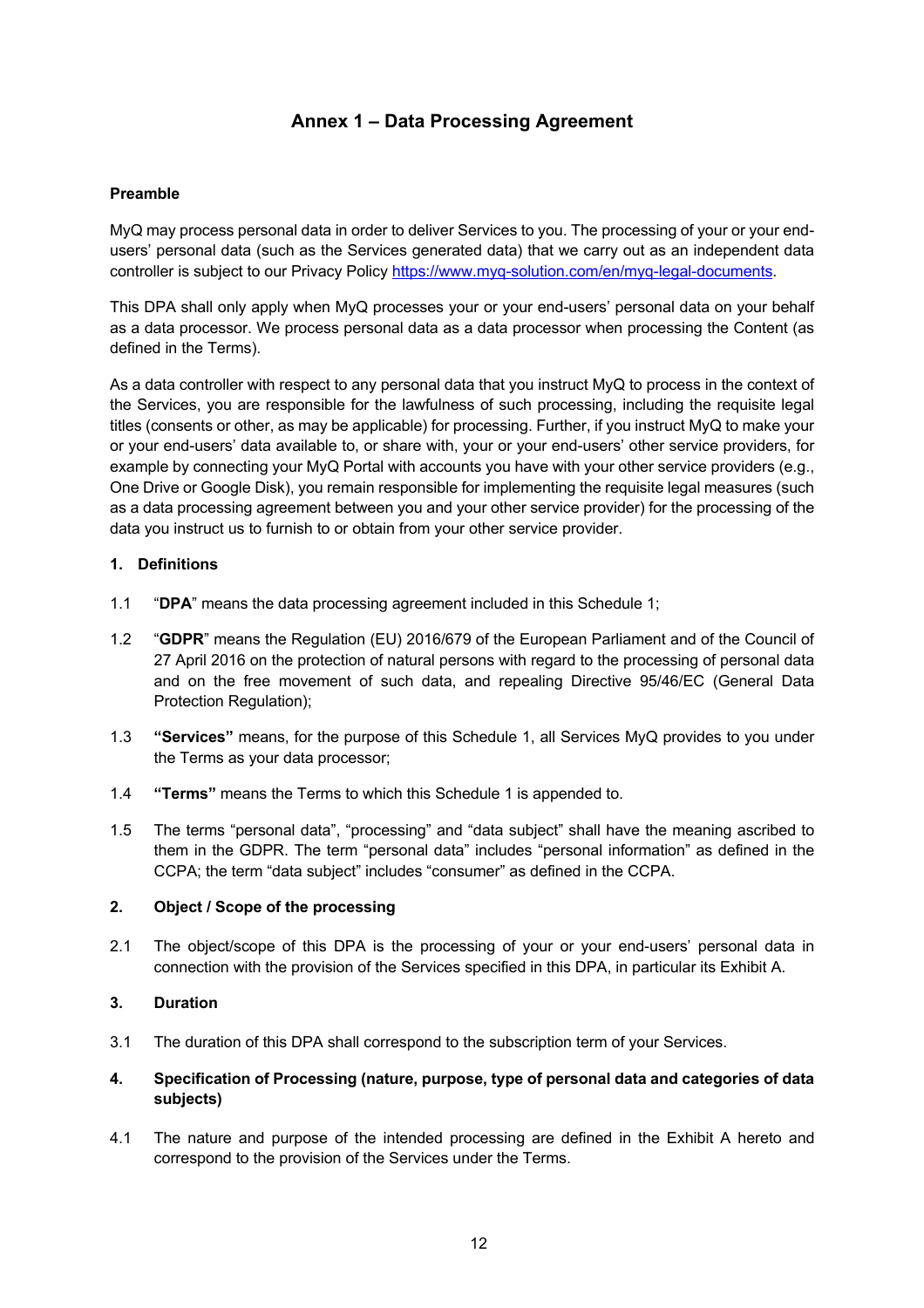# Annex 1 – Data Processing Agreement

**Preamble**

MyQ may process personal data in order to deliver Services to you. The processing of your or your end-users' personal data (such as the Services generated data) that we carry out as an independent data controller is subject to our Privacy Policy [https://www.myq-solution.com/en/myq-legal-documents](https://www.myq-solution.com/en/myq-legal-documents).

This DPA shall only apply when MyQ processes your or your end-users' personal data on your behalf as a data processor. We process personal data as a data processor when processing the Content (as defined in the Terms).

As a data controller with respect to any personal data that you instruct MyQ to process in the context of the Services, you are responsible for the lawfulness of such processing, including the requisite legal titles (consents or other, as may be applicable) for processing. Further, if you instruct MyQ to make your or your end-users' data available to, or share with, your or your end-users' other service providers, for example by connecting your MyQ Portal with accounts you have with your other service providers (e.g., One Drive or Google Disk), you remain responsible for implementing the requisite legal measures (such as a data processing agreement between you and your other service provider) for the processing of the data you instruct us to furnish to or obtain from your other service provider.

**1. Definitions**

1.1 "**DPA**" means the data processing agreement included in this Schedule 1;

1.2 "**GDPR**" means the Regulation (EU) 2016/679 of the European Parliament and of the Council of 27 April 2016 on the protection of natural persons with regard to the processing of personal data and on the free movement of such data, and repealing Directive 95/46/EC (General Data Protection Regulation);

1.3 **"Services"** means, for the purpose of this Schedule 1, all Services MyQ provides to you under the Terms as your data processor;

1.4 **"Terms"** means the Terms to which this Schedule 1 is appended to.

1.5 The terms "personal data", "processing" and "data subject" shall have the meaning ascribed to them in the GDPR. The term "personal data" includes "personal information" as defined in the CCPA; the term "data subject" includes "consumer" as defined in the CCPA.

**2. Object / Scope of the processing**

2.1 The object/scope of this DPA is the processing of your or your end-users' personal data in connection with the provision of the Services specified in this DPA, in particular its Exhibit A.

**3. Duration**

3.1 The duration of this DPA shall correspond to the subscription term of your Services.

**4. Specification of Processing (nature, purpose, type of personal data and categories of data subjects)**

4.1 The nature and purpose of the intended processing are defined in the Exhibit A hereto and correspond to the provision of the Services under the Terms.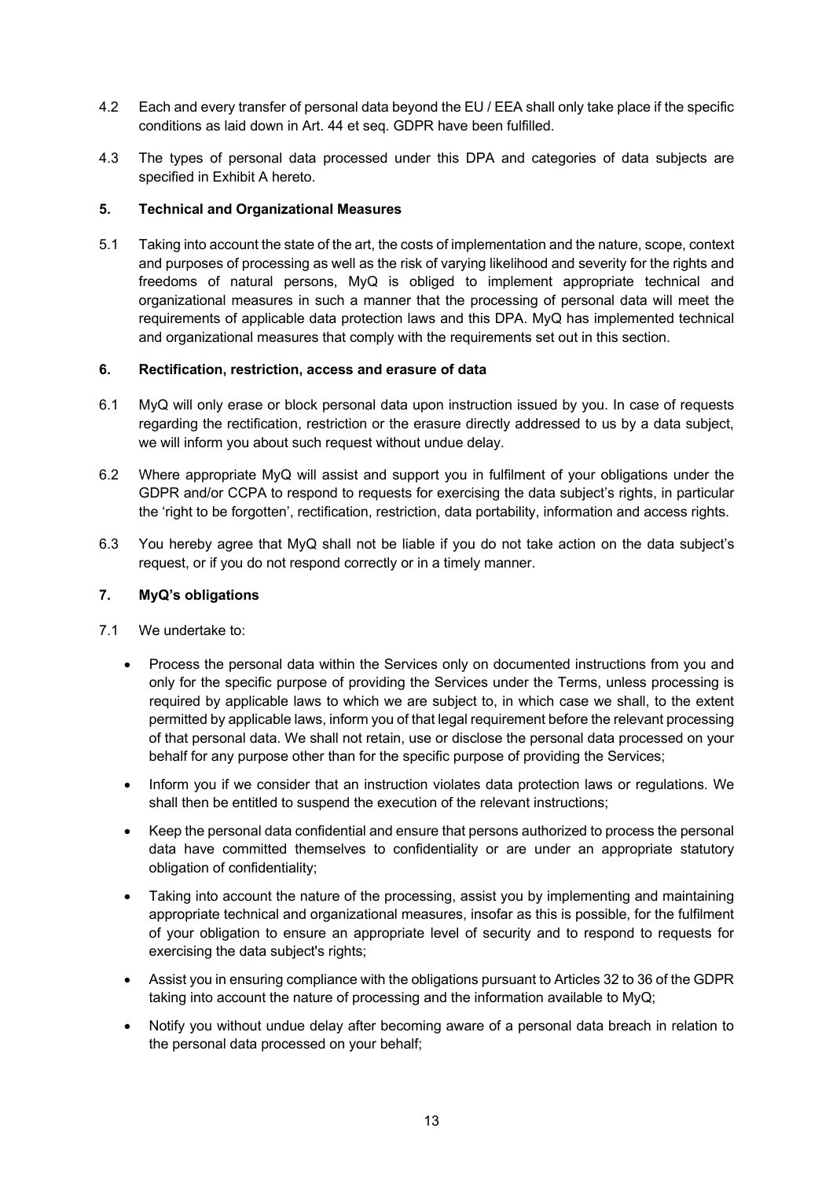4.2 Each and every transfer of personal data beyond the EU / EEA shall only take place if the specific conditions as laid down in Art. 44 et seq. GDPR have been fulfilled.

4.3 The types of personal data processed under this DPA and categories of data subjects are specified in Exhibit A hereto.

### 5. Technical and Organizational Measures

5.1 Taking into account the state of the art, the costs of implementation and the nature, scope, context and purposes of processing as well as the risk of varying likelihood and severity for the rights and freedoms of natural persons, MyQ is obliged to implement appropriate technical and organizational measures in such a manner that the processing of personal data will meet the requirements of applicable data protection laws and this DPA. MyQ has implemented technical and organizational measures that comply with the requirements set out in this section.

### 6. Rectification, restriction, access and erasure of data

6.1 MyQ will only erase or block personal data upon instruction issued by you. In case of requests regarding the rectification, restriction or the erasure directly addressed to us by a data subject, we will inform you about such request without undue delay.

6.2 Where appropriate MyQ will assist and support you in fulfilment of your obligations under the GDPR and/or CCPA to respond to requests for exercising the data subject's rights, in particular the 'right to be forgotten', rectification, restriction, data portability, information and access rights.

6.3 You hereby agree that MyQ shall not be liable if you do not take action on the data subject's request, or if you do not respond correctly or in a timely manner.

### 7. MyQ's obligations

7.1 We undertake to:

- Process the personal data within the Services only on documented instructions from you and only for the specific purpose of providing the Services under the Terms, unless processing is required by applicable laws to which we are subject to, in which case we shall, to the extent permitted by applicable laws, inform you of that legal requirement before the relevant processing of that personal data. We shall not retain, use or disclose the personal data processed on your behalf for any purpose other than for the specific purpose of providing the Services;
- Inform you if we consider that an instruction violates data protection laws or regulations. We shall then be entitled to suspend the execution of the relevant instructions;
- Keep the personal data confidential and ensure that persons authorized to process the personal data have committed themselves to confidentiality or are under an appropriate statutory obligation of confidentiality;
- Taking into account the nature of the processing, assist you by implementing and maintaining appropriate technical and organizational measures, insofar as this is possible, for the fulfilment of your obligation to ensure an appropriate level of security and to respond to requests for exercising the data subject's rights;
- Assist you in ensuring compliance with the obligations pursuant to Articles 32 to 36 of the GDPR taking into account the nature of processing and the information available to MyQ;
- Notify you without undue delay after becoming aware of a personal data breach in relation to the personal data processed on your behalf;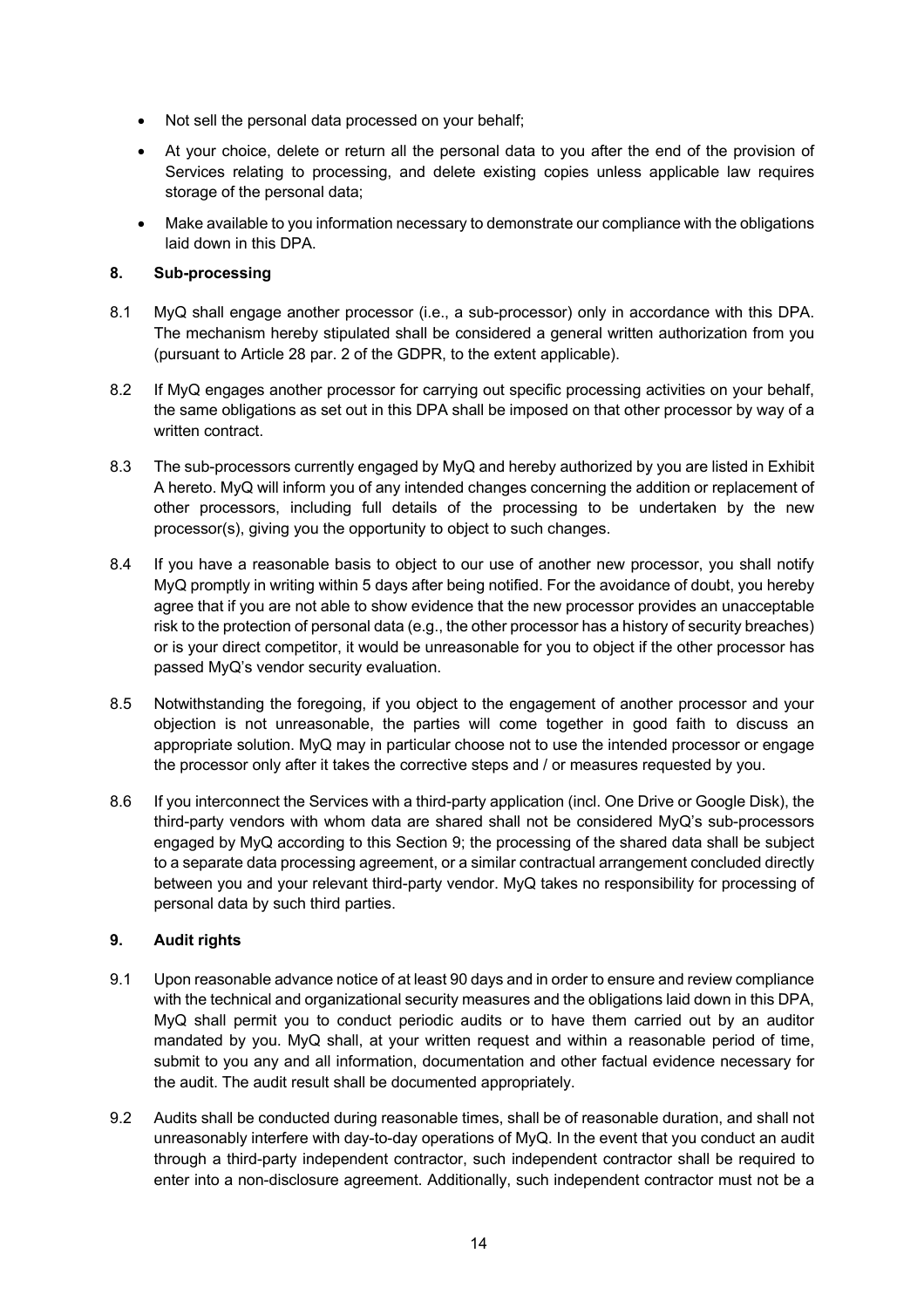- Not sell the personal data processed on your behalf;
- At your choice, delete or return all the personal data to you after the end of the provision of Services relating to processing, and delete existing copies unless applicable law requires storage of the personal data;
- Make available to you information necessary to demonstrate our compliance with the obligations laid down in this DPA.

## 8. Sub-processing

8.1 MyQ shall engage another processor (i.e., a sub-processor) only in accordance with this DPA. The mechanism hereby stipulated shall be considered a general written authorization from you (pursuant to Article 28 par. 2 of the GDPR, to the extent applicable).

8.2 If MyQ engages another processor for carrying out specific processing activities on your behalf, the same obligations as set out in this DPA shall be imposed on that other processor by way of a written contract.

8.3 The sub-processors currently engaged by MyQ and hereby authorized by you are listed in Exhibit A hereto. MyQ will inform you of any intended changes concerning the addition or replacement of other processors, including full details of the processing to be undertaken by the new processor(s), giving you the opportunity to object to such changes.

8.4 If you have a reasonable basis to object to our use of another new processor, you shall notify MyQ promptly in writing within 5 days after being notified. For the avoidance of doubt, you hereby agree that if you are not able to show evidence that the new processor provides an unacceptable risk to the protection of personal data (e.g., the other processor has a history of security breaches) or is your direct competitor, it would be unreasonable for you to object if the other processor has passed MyQ's vendor security evaluation.

8.5 Notwithstanding the foregoing, if you object to the engagement of another processor and your objection is not unreasonable, the parties will come together in good faith to discuss an appropriate solution. MyQ may in particular choose not to use the intended processor or engage the processor only after it takes the corrective steps and / or measures requested by you.

8.6 If you interconnect the Services with a third-party application (incl. One Drive or Google Disk), the third-party vendors with whom data are shared shall not be considered MyQ's sub-processors engaged by MyQ according to this Section 9; the processing of the shared data shall be subject to a separate data processing agreement, or a similar contractual arrangement concluded directly between you and your relevant third-party vendor. MyQ takes no responsibility for processing of personal data by such third parties.

## 9. Audit rights

9.1 Upon reasonable advance notice of at least 90 days and in order to ensure and review compliance with the technical and organizational security measures and the obligations laid down in this DPA, MyQ shall permit you to conduct periodic audits or to have them carried out by an auditor mandated by you. MyQ shall, at your written request and within a reasonable period of time, submit to you any and all information, documentation and other factual evidence necessary for the audit. The audit result shall be documented appropriately.

9.2 Audits shall be conducted during reasonable times, shall be of reasonable duration, and shall not unreasonably interfere with day-to-day operations of MyQ. In the event that you conduct an audit through a third-party independent contractor, such independent contractor shall be required to enter into a non-disclosure agreement. Additionally, such independent contractor must not be a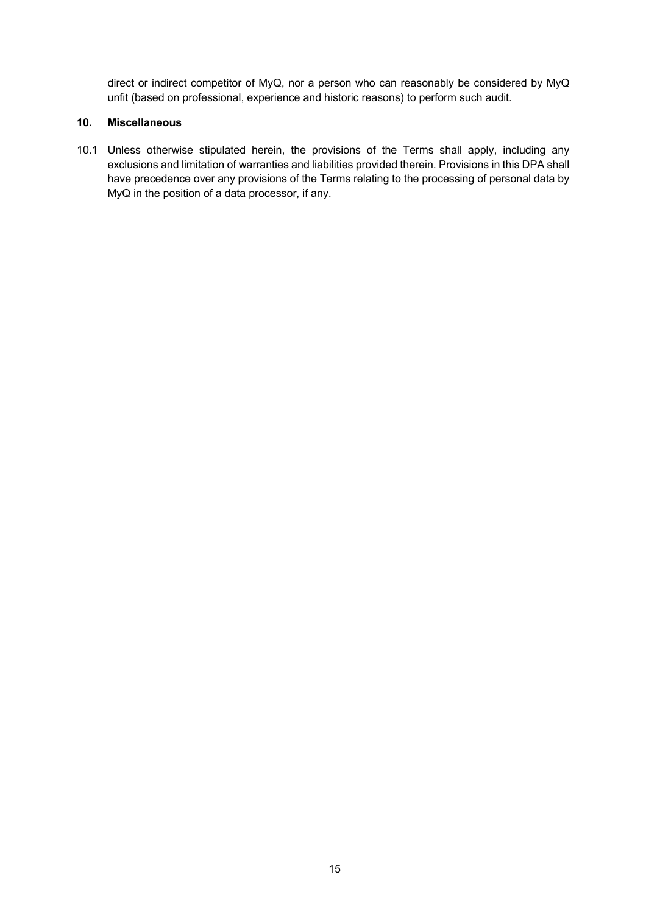direct or indirect competitor of MyQ, nor a person who can reasonably be considered by MyQ unfit (based on professional, experience and historic reasons) to perform such audit.

## 10. Miscellaneous

10.1 Unless otherwise stipulated herein, the provisions of the Terms shall apply, including any exclusions and limitation of warranties and liabilities provided therein. Provisions in this DPA shall have precedence over any provisions of the Terms relating to the processing of personal data by MyQ in the position of a data processor, if any.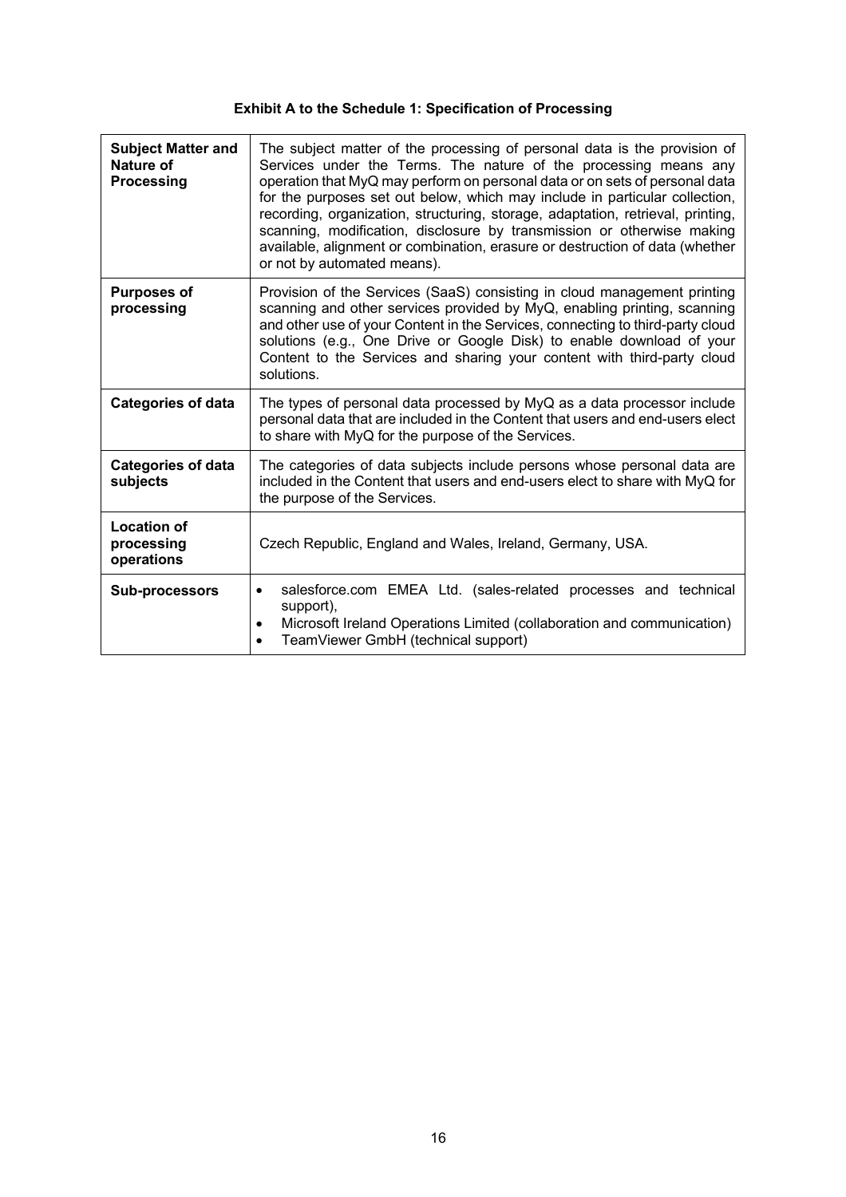**Exhibit A to the Schedule 1: Specification of Processing**

| | |
|---|---|
| **Subject Matter and Nature of Processing** | The subject matter of the processing of personal data is the provision of Services under the Terms. The nature of the processing means any operation that MyQ may perform on personal data or on sets of personal data for the purposes set out below, which may include in particular collection, recording, organization, structuring, storage, adaptation, retrieval, printing, scanning, modification, disclosure by transmission or otherwise making available, alignment or combination, erasure or destruction of data (whether or not by automated means). |
| **Purposes of processing** | Provision of the Services (SaaS) consisting in cloud management printing scanning and other services provided by MyQ, enabling printing, scanning and other use of your Content in the Services, connecting to third-party cloud solutions (e.g., One Drive or Google Disk) to enable download of your Content to the Services and sharing your content with third-party cloud solutions. |
| **Categories of data** | The types of personal data processed by MyQ as a data processor include personal data that are included in the Content that users and end-users elect to share with MyQ for the purpose of the Services. |
| **Categories of data subjects** | The categories of data subjects include persons whose personal data are included in the Content that users and end-users elect to share with MyQ for the purpose of the Services. |
| **Location of processing operations** | Czech Republic, England and Wales, Ireland, Germany, USA. |
| **Sub-processors** | • salesforce.com EMEA Ltd. (sales-related processes and technical support),<br>• Microsoft Ireland Operations Limited (collaboration and communication)<br>• TeamViewer GmbH (technical support) |